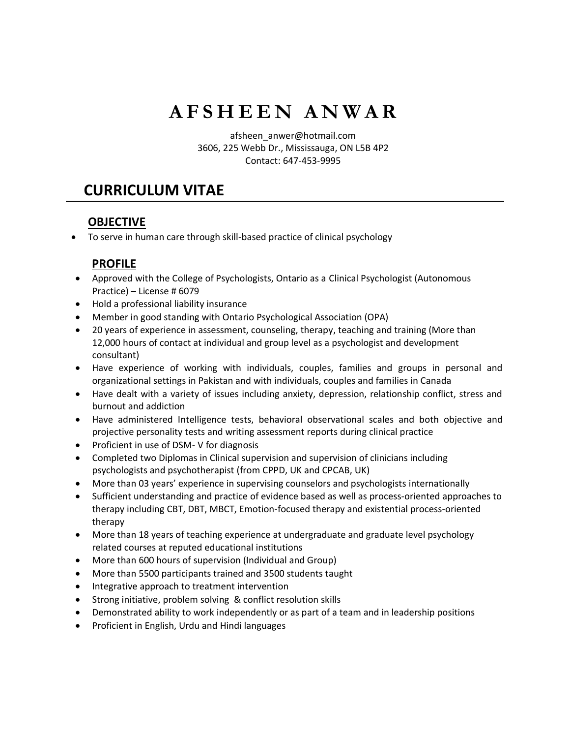# AFSHEEN ANWAR

afsheen_anwer@hotmail.com
3606, 225 Webb Dr., Mississauga, ON L5B 4P2
Contact: 647-453-9995

## CURRICULUM VITAE

### OBJECTIVE

- To serve in human care through skill-based practice of clinical psychology

### PROFILE

- Approved with the College of Psychologists, Ontario as a Clinical Psychologist (Autonomous Practice) – License # 6079
- Hold a professional liability insurance
- Member in good standing with Ontario Psychological Association (OPA)
- 20 years of experience in assessment, counseling, therapy, teaching and training (More than 12,000 hours of contact at individual and group level as a psychologist and development consultant)
- Have experience of working with individuals, couples, families and groups in personal and organizational settings in Pakistan and with individuals, couples and families in Canada
- Have dealt with a variety of issues including anxiety, depression, relationship conflict, stress and burnout and addiction
- Have administered Intelligence tests, behavioral observational scales and both objective and projective personality tests and writing assessment reports during clinical practice
- Proficient in use of DSM- V for diagnosis
- Completed two Diplomas in Clinical supervision and supervision of clinicians including psychologists and psychotherapist (from CPPD, UK and CPCAB, UK)
- More than 03 years' experience in supervising counselors and psychologists internationally
- Sufficient understanding and practice of evidence based as well as process-oriented approaches to therapy including CBT, DBT, MBCT, Emotion-focused therapy and existential process-oriented therapy
- More than 18 years of teaching experience at undergraduate and graduate level psychology related courses at reputed educational institutions
- More than 600 hours of supervision (Individual and Group)
- More than 5500 participants trained and 3500 students taught
- Integrative approach to treatment intervention
- Strong initiative, problem solving & conflict resolution skills
- Demonstrated ability to work independently or as part of a team and in leadership positions
- Proficient in English, Urdu and Hindi languages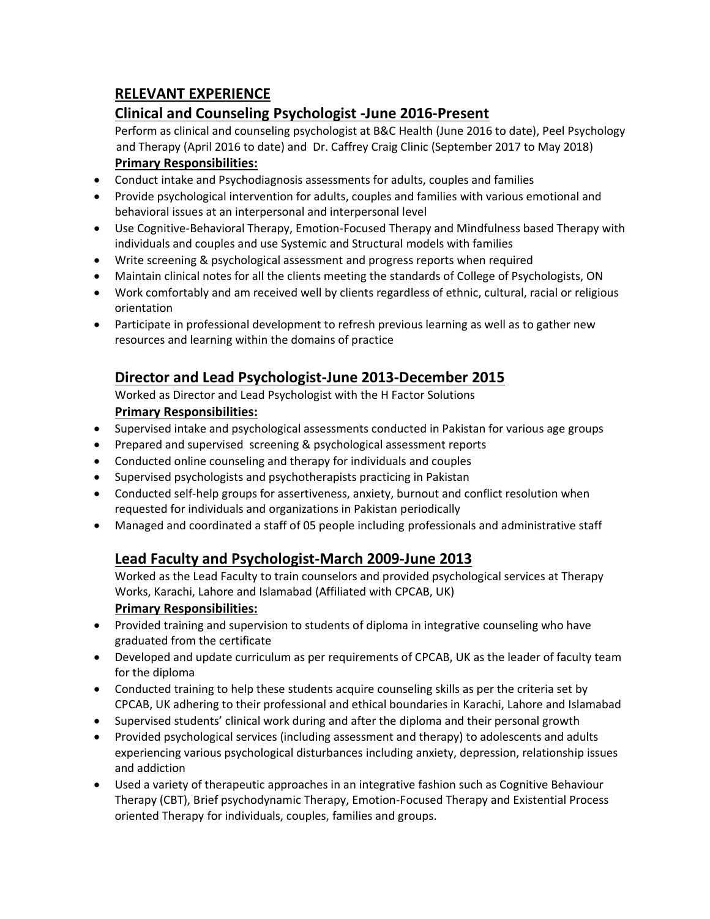## RELEVANT EXPERIENCE

### Clinical and Counseling Psychologist -June 2016-Present

Perform as clinical and counseling psychologist at B&C Health (June 2016 to date), Peel Psychology and Therapy (April 2016 to date) and Dr. Caffrey Craig Clinic (September 2017 to May 2018)

**Primary Responsibilities:**

- Conduct intake and Psychodiagnosis assessments for adults, couples and families
- Provide psychological intervention for adults, couples and families with various emotional and behavioral issues at an interpersonal and interpersonal level
- Use Cognitive-Behavioral Therapy, Emotion-Focused Therapy and Mindfulness based Therapy with individuals and couples and use Systemic and Structural models with families
- Write screening & psychological assessment and progress reports when required
- Maintain clinical notes for all the clients meeting the standards of College of Psychologists, ON
- Work comfortably and am received well by clients regardless of ethnic, cultural, racial or religious orientation
- Participate in professional development to refresh previous learning as well as to gather new resources and learning within the domains of practice

### Director and Lead Psychologist-June 2013-December 2015

Worked as Director and Lead Psychologist with the H Factor Solutions

**Primary Responsibilities:**

- Supervised intake and psychological assessments conducted in Pakistan for various age groups
- Prepared and supervised screening & psychological assessment reports
- Conducted online counseling and therapy for individuals and couples
- Supervised psychologists and psychotherapists practicing in Pakistan
- Conducted self-help groups for assertiveness, anxiety, burnout and conflict resolution when requested for individuals and organizations in Pakistan periodically
- Managed and coordinated a staff of 05 people including professionals and administrative staff

### Lead Faculty and Psychologist-March 2009-June 2013

Worked as the Lead Faculty to train counselors and provided psychological services at Therapy Works, Karachi, Lahore and Islamabad (Affiliated with CPCAB, UK)

**Primary Responsibilities:**

- Provided training and supervision to students of diploma in integrative counseling who have graduated from the certificate
- Developed and update curriculum as per requirements of CPCAB, UK as the leader of faculty team for the diploma
- Conducted training to help these students acquire counseling skills as per the criteria set by CPCAB, UK adhering to their professional and ethical boundaries in Karachi, Lahore and Islamabad
- Supervised students' clinical work during and after the diploma and their personal growth
- Provided psychological services (including assessment and therapy) to adolescents and adults experiencing various psychological disturbances including anxiety, depression, relationship issues and addiction
- Used a variety of therapeutic approaches in an integrative fashion such as Cognitive Behaviour Therapy (CBT), Brief psychodynamic Therapy, Emotion-Focused Therapy and Existential Process oriented Therapy for individuals, couples, families and groups.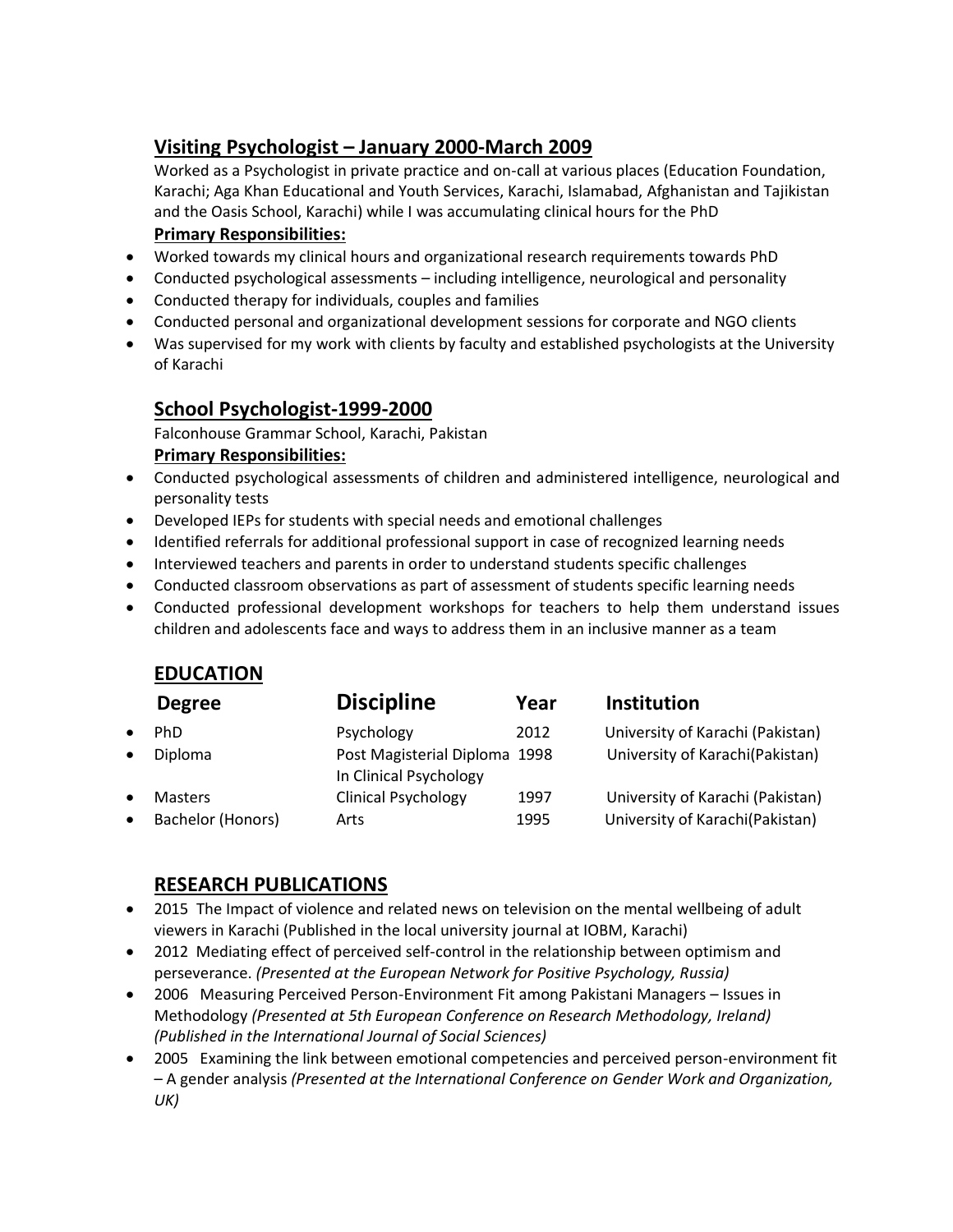## Visiting Psychologist – January 2000-March 2009

Worked as a Psychologist in private practice and on-call at various places (Education Foundation, Karachi; Aga Khan Educational and Youth Services, Karachi, Islamabad, Afghanistan and Tajikistan and the Oasis School, Karachi) while I was accumulating clinical hours for the PhD

**Primary Responsibilities:**

- Worked towards my clinical hours and organizational research requirements towards PhD
- Conducted psychological assessments – including intelligence, neurological and personality
- Conducted therapy for individuals, couples and families
- Conducted personal and organizational development sessions for corporate and NGO clients
- Was supervised for my work with clients by faculty and established psychologists at the University of Karachi

## School Psychologist-1999-2000

Falconhouse Grammar School, Karachi, Pakistan

**Primary Responsibilities:**

- Conducted psychological assessments of children and administered intelligence, neurological and personality tests
- Developed IEPs for students with special needs and emotional challenges
- Identified referrals for additional professional support in case of recognized learning needs
- Interviewed teachers and parents in order to understand students specific challenges
- Conducted classroom observations as part of assessment of students specific learning needs
- Conducted professional development workshops for teachers to help them understand issues children and adolescents face and ways to address them in an inclusive manner as a team

## EDUCATION

| Degree | Discipline | Year | Institution |
|---|---|---|---|
| PhD | Psychology | 2012 | University of Karachi (Pakistan) |
| Diploma | Post Magisterial Diploma In Clinical Psychology | 1998 | University of Karachi(Pakistan) |
| Masters | Clinical Psychology | 1997 | University of Karachi (Pakistan) |
| Bachelor (Honors) | Arts | 1995 | University of Karachi(Pakistan) |

## RESEARCH PUBLICATIONS

- 2015 The Impact of violence and related news on television on the mental wellbeing of adult viewers in Karachi (Published in the local university journal at IOBM, Karachi)
- 2012 Mediating effect of perceived self-control in the relationship between optimism and perseverance. *(Presented at the European Network for Positive Psychology, Russia)*
- 2006 Measuring Perceived Person-Environment Fit among Pakistani Managers – Issues in Methodology *(Presented at 5th European Conference on Research Methodology, Ireland) (Published in the International Journal of Social Sciences)*
- 2005 Examining the link between emotional competencies and perceived person-environment fit – A gender analysis *(Presented at the International Conference on Gender Work and Organization, UK)*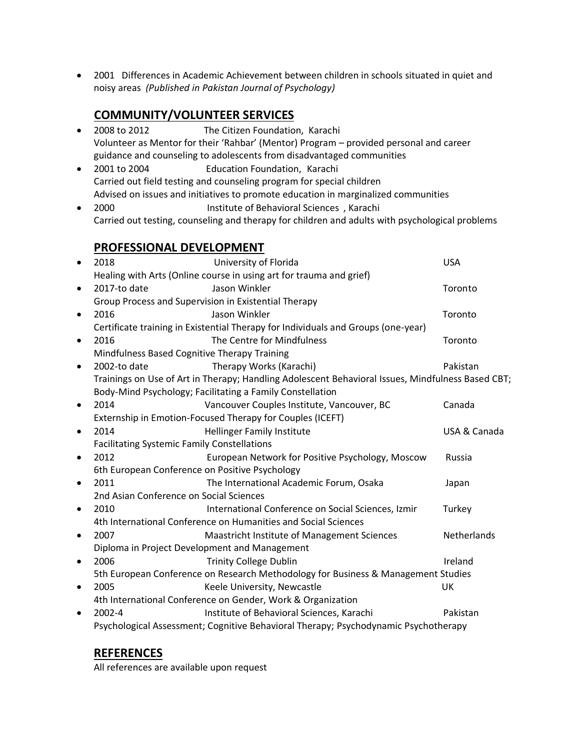- 2001 Differences in Academic Achievement between children in schools situated in quiet and noisy areas *(Published in Pakistan Journal of Psychology)*

## COMMUNITY/VOLUNTEER SERVICES

- 2008 to 2012 The Citizen Foundation, Karachi
  Volunteer as Mentor for their 'Rahbar' (Mentor) Program – provided personal and career guidance and counseling to adolescents from disadvantaged communities
- 2001 to 2004 Education Foundation, Karachi
  Carried out field testing and counseling program for special children
  Advised on issues and initiatives to promote education in marginalized communities
- 2000 Institute of Behavioral Sciences , Karachi
  Carried out testing, counseling and therapy for children and adults with psychological problems

## PROFESSIONAL DEVELOPMENT

- 2018 University of Florida USA
  Healing with Arts (Online course in using art for trauma and grief)
- 2017-to date Jason Winkler Toronto
  Group Process and Supervision in Existential Therapy
- 2016 Jason Winkler Toronto
  Certificate training in Existential Therapy for Individuals and Groups (one-year)
- 2016 The Centre for Mindfulness Toronto
  Mindfulness Based Cognitive Therapy Training
- 2002-to date Therapy Works (Karachi) Pakistan
  Trainings on Use of Art in Therapy; Handling Adolescent Behavioral Issues, Mindfulness Based CBT; Body-Mind Psychology; Facilitating a Family Constellation
- 2014 Vancouver Couples Institute, Vancouver, BC Canada
  Externship in Emotion-Focused Therapy for Couples (ICEFT)
- 2014 Hellinger Family Institute USA & Canada
  Facilitating Systemic Family Constellations
- 2012 European Network for Positive Psychology, Moscow Russia
  6th European Conference on Positive Psychology
- 2011 The International Academic Forum, Osaka Japan
  2nd Asian Conference on Social Sciences
- 2010 International Conference on Social Sciences, Izmir Turkey
  4th International Conference on Humanities and Social Sciences
- 2007 Maastricht Institute of Management Sciences Netherlands
  Diploma in Project Development and Management
- 2006 Trinity College Dublin Ireland
  5th European Conference on Research Methodology for Business & Management Studies
- 2005 Keele University, Newcastle UK
  4th International Conference on Gender, Work & Organization
- 2002-4 Institute of Behavioral Sciences, Karachi Pakistan
  Psychological Assessment; Cognitive Behavioral Therapy; Psychodynamic Psychotherapy

## REFERENCES

All references are available upon request